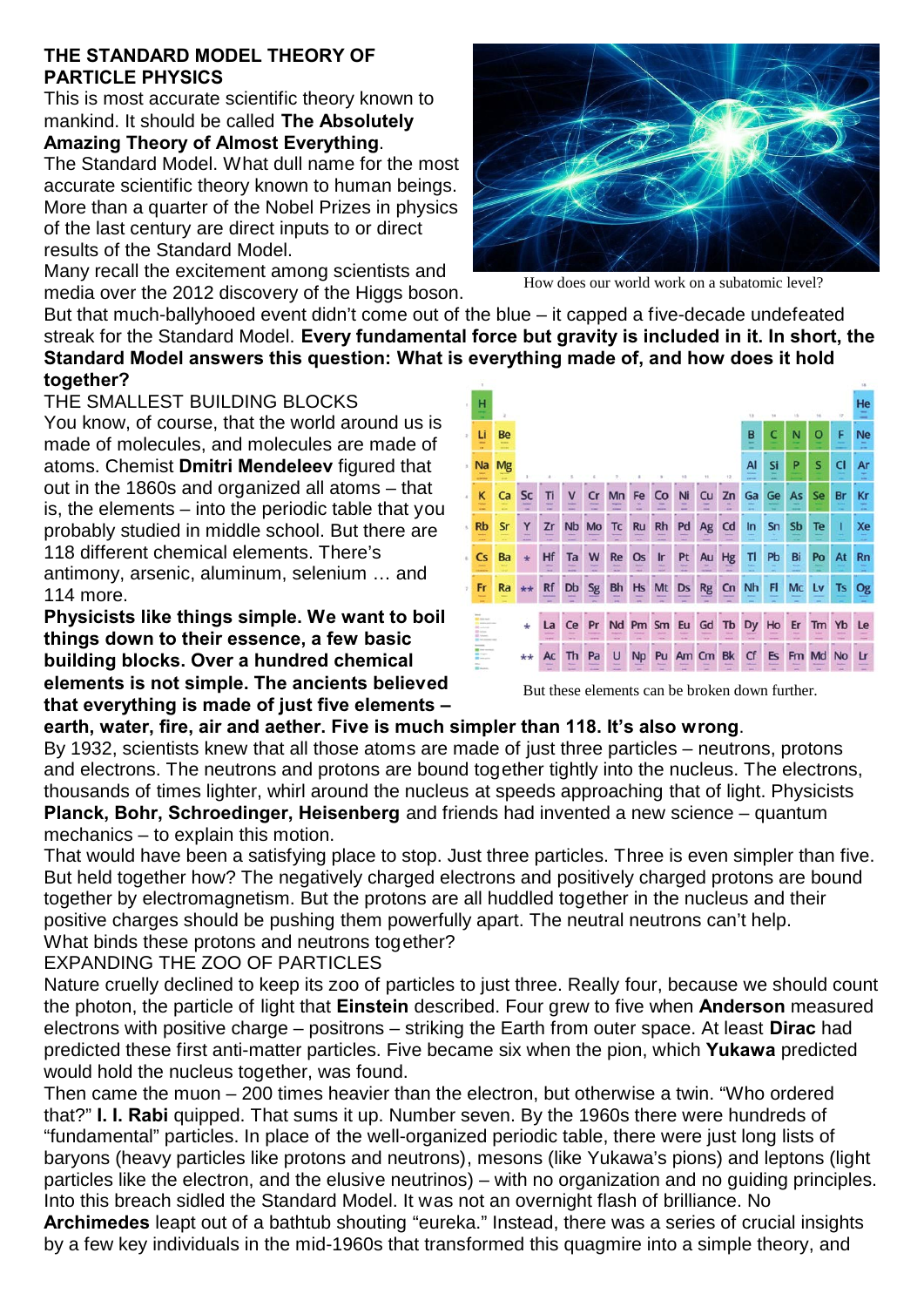# THE STANDARD MODEL THEORY OF PARTICLE PHYSICS

This is most accurate scientific theory known to mankind. It should be called **The Absolutely Amazing Theory of Almost Everything**.

The Standard Model. What dull name for the most accurate scientific theory known to human beings. More than a quarter of the Nobel Prizes in physics of the last century are direct inputs to or direct results of the Standard Model.

Many recall the excitement among scientists and media over the 2012 discovery of the Higgs boson.

How does our world work on a subatomic level?

But that much-ballyhooed event didn't come out of the blue – it capped a five-decade undefeated streak for the Standard Model. **Every fundamental force but gravity is included in it. In short, the Standard Model answers this question: What is everything made of, and how does it hold together?**

## THE SMALLEST BUILDING BLOCKS

You know, of course, that the world around us is made of molecules, and molecules are made of atoms. Chemist **Dmitri Mendeleev** figured that out in the 1860s and organized all atoms – that is, the elements – into the periodic table that you probably studied in middle school. But there are 118 different chemical elements. There's antimony, arsenic, aluminum, selenium … and 114 more.

But these elements can be broken down further.

**Physicists like things simple. We want to boil things down to their essence, a few basic building blocks. Over a hundred chemical elements is not simple. The ancients believed that everything is made of just five elements – earth, water, fire, air and aether. Five is much simpler than 118. It's also wrong**.

By 1932, scientists knew that all those atoms are made of just three particles – neutrons, protons and electrons. The neutrons and protons are bound together tightly into the nucleus. The electrons, thousands of times lighter, whirl around the nucleus at speeds approaching that of light. Physicists **Planck, Bohr, Schroedinger, Heisenberg** and friends had invented a new science – quantum mechanics – to explain this motion.

That would have been a satisfying place to stop. Just three particles. Three is even simpler than five. But held together how? The negatively charged electrons and positively charged protons are bound together by electromagnetism. But the protons are all huddled together in the nucleus and their positive charges should be pushing them powerfully apart. The neutral neutrons can't help.

What binds these protons and neutrons together?

## EXPANDING THE ZOO OF PARTICLES

Nature cruelly declined to keep its zoo of particles to just three. Really four, because we should count the photon, the particle of light that **Einstein** described. Four grew to five when **Anderson** measured electrons with positive charge – positrons – striking the Earth from outer space. At least **Dirac** had predicted these first anti-matter particles. Five became six when the pion, which **Yukawa** predicted would hold the nucleus together, was found.

Then came the muon – 200 times heavier than the electron, but otherwise a twin. "Who ordered that?" **I. I. Rabi** quipped. That sums it up. Number seven. By the 1960s there were hundreds of "fundamental" particles. In place of the well-organized periodic table, there were just long lists of baryons (heavy particles like protons and neutrons), mesons (like Yukawa's pions) and leptons (light particles like the electron, and the elusive neutrinos) – with no organization and no guiding principles. Into this breach sidled the Standard Model. It was not an overnight flash of brilliance. No **Archimedes** leapt out of a bathtub shouting "eureka." Instead, there was a series of crucial insights by a few key individuals in the mid-1960s that transformed this quagmire into a simple theory, and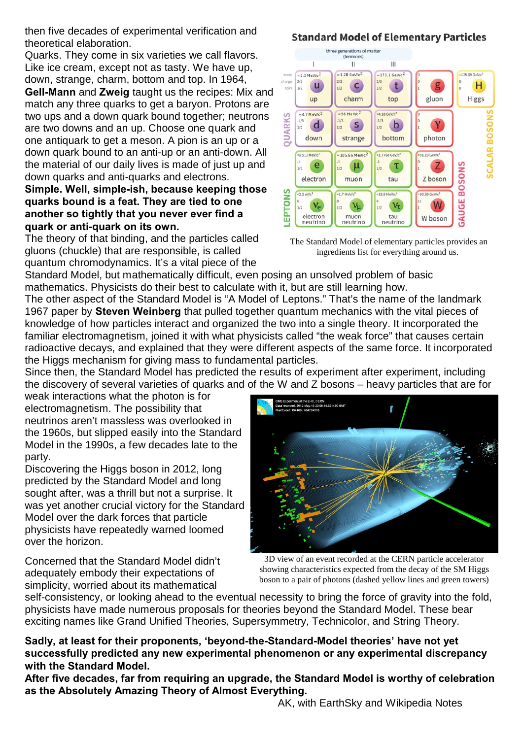then five decades of experimental verification and theoretical elaboration.

Quarks. They come in six varieties we call flavors. Like ice cream, except not as tasty. We have up, down, strange, charm, bottom and top. In 1964, **Gell-Mann** and **Zweig** taught us the recipes: Mix and match any three quarks to get a baryon. Protons are two ups and a down quark bound together; neutrons are two downs and an up. Choose one quark and one antiquark to get a meson. A pion is an up or a down quark bound to an anti-up or an anti-down. All the material of our daily lives is made of just up and down quarks and anti-quarks and electrons.

**Simple. Well, simple-ish, because keeping those quarks bound is a feat. They are tied to one another so tightly that you never ever find a quark or anti-quark on its own.**

The theory of that binding, and the particles called gluons (chuckle) that are responsible, is called quantum chromodynamics. It's a vital piece of the Standard Model, but mathematically difficult, even posing an unsolved problem of basic mathematics. Physicists do their best to calculate with it, but are still learning how.

**Standard Model of Elementary Particles**

The Standard Model of elementary particles provides an ingredients list for everything around us.

The other aspect of the Standard Model is "A Model of Leptons." That's the name of the landmark 1967 paper by **Steven Weinberg** that pulled together quantum mechanics with the vital pieces of knowledge of how particles interact and organized the two into a single theory. It incorporated the familiar electromagnetism, joined it with what physicists called "the weak force" that causes certain radioactive decays, and explained that they were different aspects of the same force. It incorporated the Higgs mechanism for giving mass to fundamental particles.

Since then, the Standard Model has predicted the results of experiment after experiment, including the discovery of several varieties of quarks and of the W and Z bosons – heavy particles that are for weak interactions what the photon is for electromagnetism. The possibility that neutrinos aren't massless was overlooked in the 1960s, but slipped easily into the Standard Model in the 1990s, a few decades late to the party.

Discovering the Higgs boson in 2012, long predicted by the Standard Model and long sought after, was a thrill but not a surprise. It was yet another crucial victory for the Standard Model over the dark forces that particle physicists have repeatedly warned loomed over the horizon.

3D view of an event recorded at the CERN particle accelerator showing characteristics expected from the decay of the SM Higgs boson to a pair of photons (dashed yellow lines and green towers)

Concerned that the Standard Model didn't adequately embody their expectations of simplicity, worried about its mathematical self-consistency, or looking ahead to the eventual necessity to bring the force of gravity into the fold, physicists have made numerous proposals for theories beyond the Standard Model. These bear exciting names like Grand Unified Theories, Supersymmetry, Technicolor, and String Theory.

**Sadly, at least for their proponents, 'beyond-the-Standard-Model theories' have not yet successfully predicted any new experimental phenomenon or any experimental discrepancy with the Standard Model.**

**After five decades, far from requiring an upgrade, the Standard Model is worthy of celebration as the Absolutely Amazing Theory of Almost Everything.**

AK, with EarthSky and Wikipedia Notes